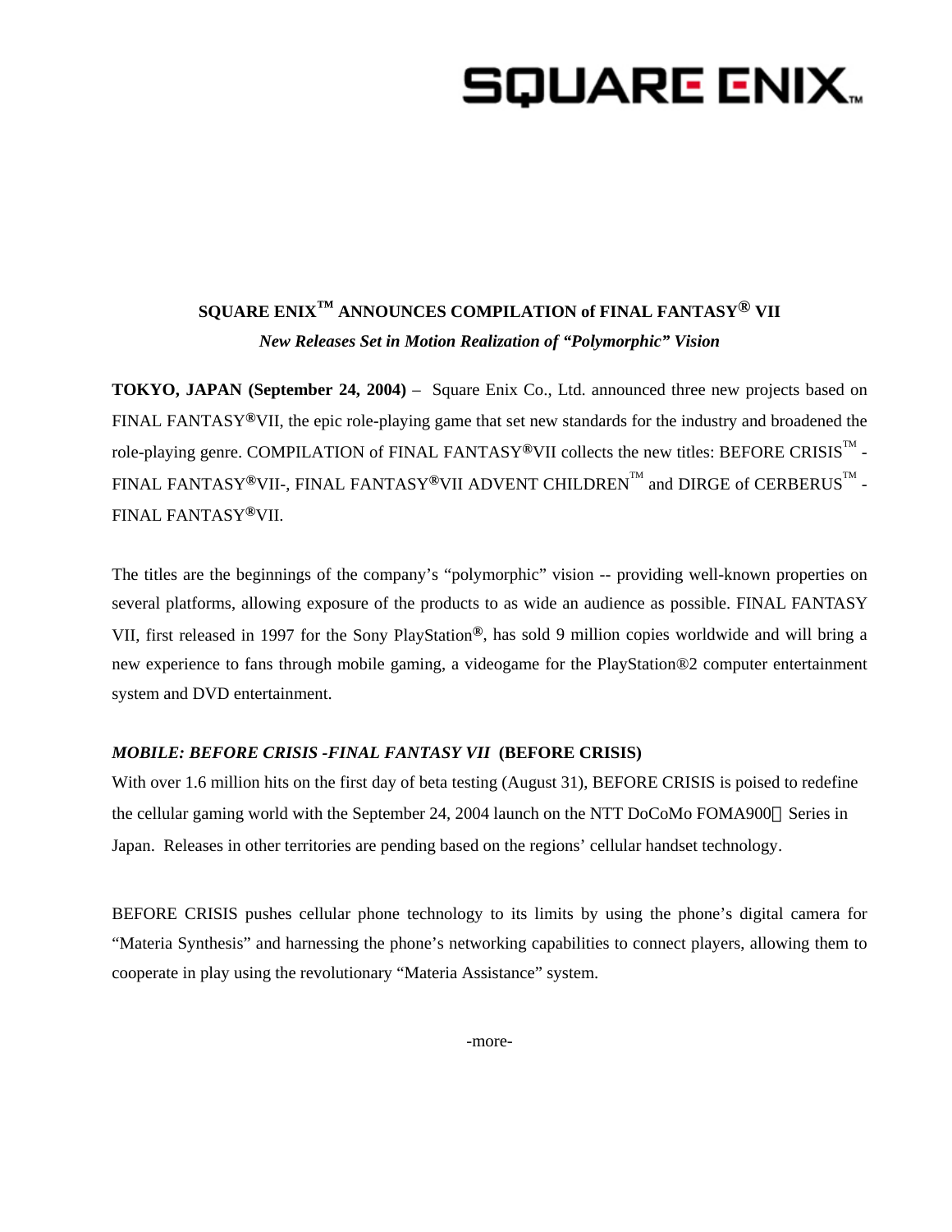# SQUARE ENIX™

## SQUARE ENIX™ ANNOUNCES COMPILATION of FINAL FANTASY® VII

*New Releases Set in Motion Realization of "Polymorphic" Vision*

**TOKYO, JAPAN (September 24, 2004)** – Square Enix Co., Ltd. announced three new projects based on FINAL FANTASY®VII, the epic role-playing game that set new standards for the industry and broadened the role-playing genre. COMPILATION of FINAL FANTASY®VII collects the new titles: BEFORE CRISIS™ -FINAL FANTASY®VII-, FINAL FANTASY®VII ADVENT CHILDREN™ and DIRGE of CERBERUS™ -FINAL FANTASY®VII.

The titles are the beginnings of the company's "polymorphic" vision -- providing well-known properties on several platforms, allowing exposure of the products to as wide an audience as possible. FINAL FANTASY VII, first released in 1997 for the Sony PlayStation®, has sold 9 million copies worldwide and will bring a new experience to fans through mobile gaming, a videogame for the PlayStation®2 computer entertainment system and DVD entertainment.

***MOBILE: BEFORE CRISIS -FINAL FANTASY VII*** **(BEFORE CRISIS)**

With over 1.6 million hits on the first day of beta testing (August 31), BEFORE CRISIS is poised to redefine the cellular gaming world with the September 24, 2004 launch on the NTT DoCoMo FOMA900i Series in Japan. Releases in other territories are pending based on the regions' cellular handset technology.

BEFORE CRISIS pushes cellular phone technology to its limits by using the phone's digital camera for "Materia Synthesis" and harnessing the phone's networking capabilities to connect players, allowing them to cooperate in play using the revolutionary "Materia Assistance" system.

-more-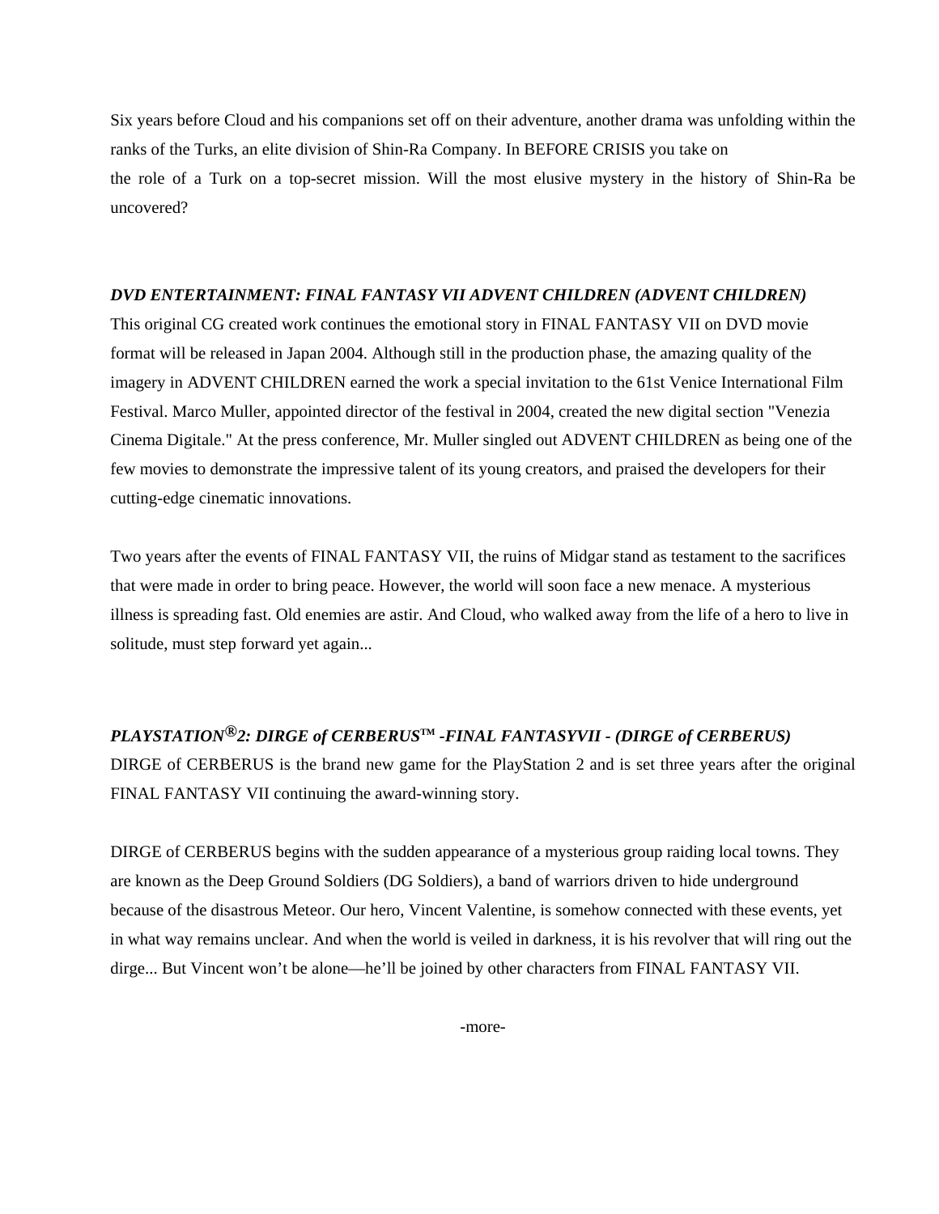Six years before Cloud and his companions set off on their adventure, another drama was unfolding within the ranks of the Turks, an elite division of Shin-Ra Company. In BEFORE CRISIS you take on the role of a Turk on a top-secret mission. Will the most elusive mystery in the history of Shin-Ra be uncovered?

***DVD ENTERTAINMENT: FINAL FANTASY VII ADVENT CHILDREN (ADVENT CHILDREN)***

This original CG created work continues the emotional story in FINAL FANTASY VII on DVD movie format will be released in Japan 2004. Although still in the production phase, the amazing quality of the imagery in ADVENT CHILDREN earned the work a special invitation to the 61st Venice International Film Festival. Marco Muller, appointed director of the festival in 2004, created the new digital section "Venezia Cinema Digitale." At the press conference, Mr. Muller singled out ADVENT CHILDREN as being one of the few movies to demonstrate the impressive talent of its young creators, and praised the developers for their cutting-edge cinematic innovations.

Two years after the events of FINAL FANTASY VII, the ruins of Midgar stand as testament to the sacrifices that were made in order to bring peace. However, the world will soon face a new menace. A mysterious illness is spreading fast. Old enemies are astir. And Cloud, who walked away from the life of a hero to live in solitude, must step forward yet again...

***PLAYSTATION®2: DIRGE of CERBERUS™ -FINAL FANTASYVII - (DIRGE of CERBERUS)***

DIRGE of CERBERUS is the brand new game for the PlayStation 2 and is set three years after the original FINAL FANTASY VII continuing the award-winning story.

DIRGE of CERBERUS begins with the sudden appearance of a mysterious group raiding local towns. They are known as the Deep Ground Soldiers (DG Soldiers), a band of warriors driven to hide underground because of the disastrous Meteor. Our hero, Vincent Valentine, is somehow connected with these events, yet in what way remains unclear. And when the world is veiled in darkness, it is his revolver that will ring out the dirge... But Vincent won't be alone—he'll be joined by other characters from FINAL FANTASY VII.

-more-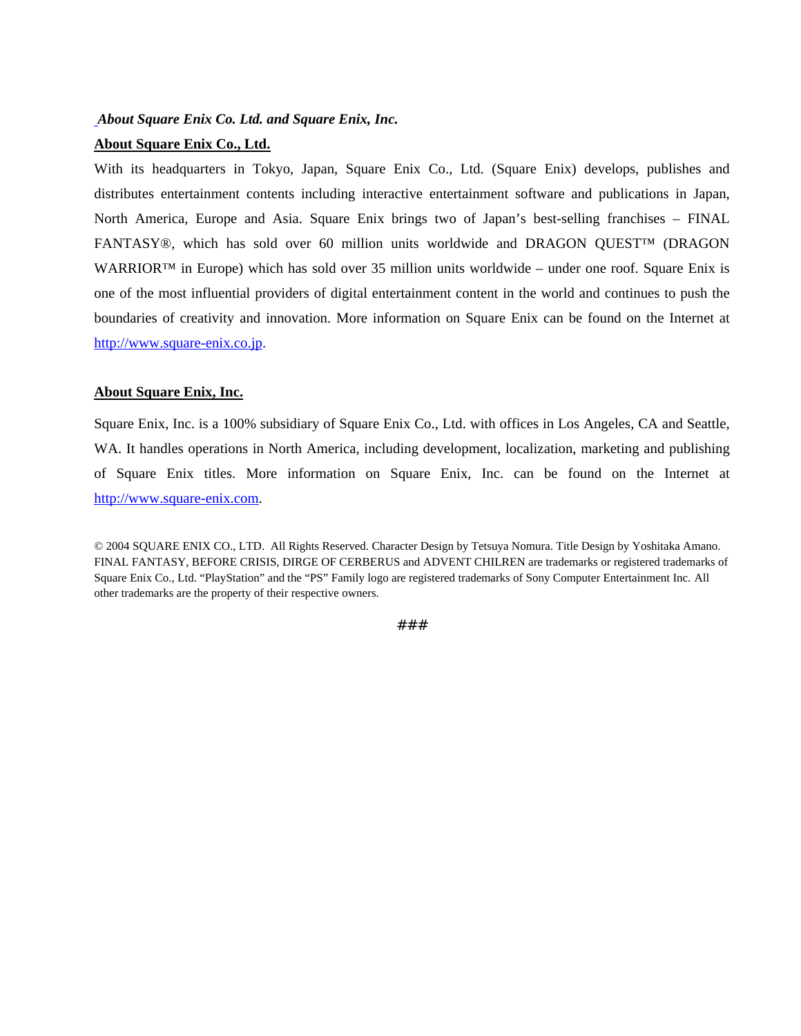***About Square Enix Co. Ltd. and Square Enix, Inc.***

**About Square Enix Co., Ltd.**

With its headquarters in Tokyo, Japan, Square Enix Co., Ltd. (Square Enix) develops, publishes and distributes entertainment contents including interactive entertainment software and publications in Japan, North America, Europe and Asia. Square Enix brings two of Japan's best-selling franchises – FINAL FANTASY®, which has sold over 60 million units worldwide and DRAGON QUEST™ (DRAGON WARRIOR™ in Europe) which has sold over 35 million units worldwide – under one roof. Square Enix is one of the most influential providers of digital entertainment content in the world and continues to push the boundaries of creativity and innovation. More information on Square Enix can be found on the Internet at http://www.square-enix.co.jp.

**About Square Enix, Inc.**

Square Enix, Inc. is a 100% subsidiary of Square Enix Co., Ltd. with offices in Los Angeles, CA and Seattle, WA. It handles operations in North America, including development, localization, marketing and publishing of Square Enix titles. More information on Square Enix, Inc. can be found on the Internet at http://www.square-enix.com.

© 2004 SQUARE ENIX CO., LTD. All Rights Reserved. Character Design by Tetsuya Nomura. Title Design by Yoshitaka Amano. FINAL FANTASY, BEFORE CRISIS, DIRGE OF CERBERUS and ADVENT CHILREN are trademarks or registered trademarks of Square Enix Co., Ltd. "PlayStation" and the "PS" Family logo are registered trademarks of Sony Computer Entertainment Inc. All other trademarks are the property of their respective owners.

###